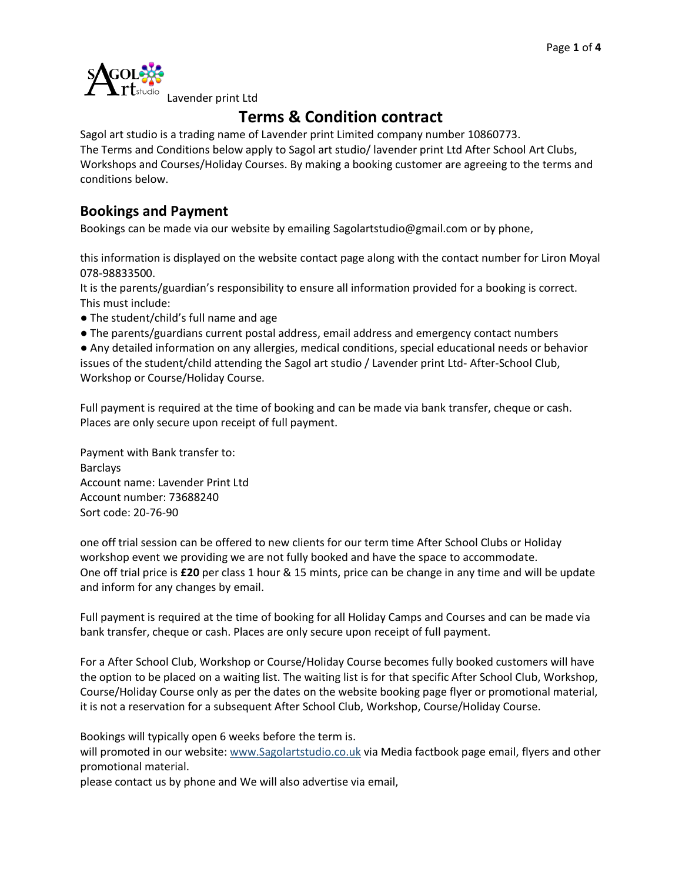Lavender print Ltd

# Terms & Condition contract

Sagol art studio is a trading name of Lavender print Limited company number 10860773.
The Terms and Conditions below apply to Sagol art studio/ lavender print Ltd After School Art Clubs, Workshops and Courses/Holiday Courses. By making a booking customer are agreeing to the terms and conditions below.

## Bookings and Payment

Bookings can be made via our website by emailing Sagolartstudio@gmail.com or by phone,

this information is displayed on the website contact page along with the contact number for Liron Moyal 078-98833500.
It is the parents/guardian's responsibility to ensure all information provided for a booking is correct. This must include:

- The student/child's full name and age
- The parents/guardians current postal address, email address and emergency contact numbers
- Any detailed information on any allergies, medical conditions, special educational needs or behavior issues of the student/child attending the Sagol art studio / Lavender print Ltd- After-School Club, Workshop or Course/Holiday Course.

Full payment is required at the time of booking and can be made via bank transfer, cheque or cash. Places are only secure upon receipt of full payment.

Payment with Bank transfer to:
Barclays
Account name: Lavender Print Ltd
Account number: 73688240
Sort code: 20-76-90

one off trial session can be offered to new clients for our term time After School Clubs or Holiday workshop event we providing we are not fully booked and have the space to accommodate.
One off trial price is **£20** per class 1 hour & 15 mints, price can be change in any time and will be update and inform for any changes by email.

Full payment is required at the time of booking for all Holiday Camps and Courses and can be made via bank transfer, cheque or cash. Places are only secure upon receipt of full payment.

For a After School Club, Workshop or Course/Holiday Course becomes fully booked customers will have the option to be placed on a waiting list. The waiting list is for that specific After School Club, Workshop, Course/Holiday Course only as per the dates on the website booking page flyer or promotional material, it is not a reservation for a subsequent After School Club, Workshop, Course/Holiday Course.

Bookings will typically open 6 weeks before the term is.
will promoted in our website: www.Sagolartstudio.co.uk via Media factbook page email, flyers and other promotional material.
please contact us by phone and We will also advertise via email,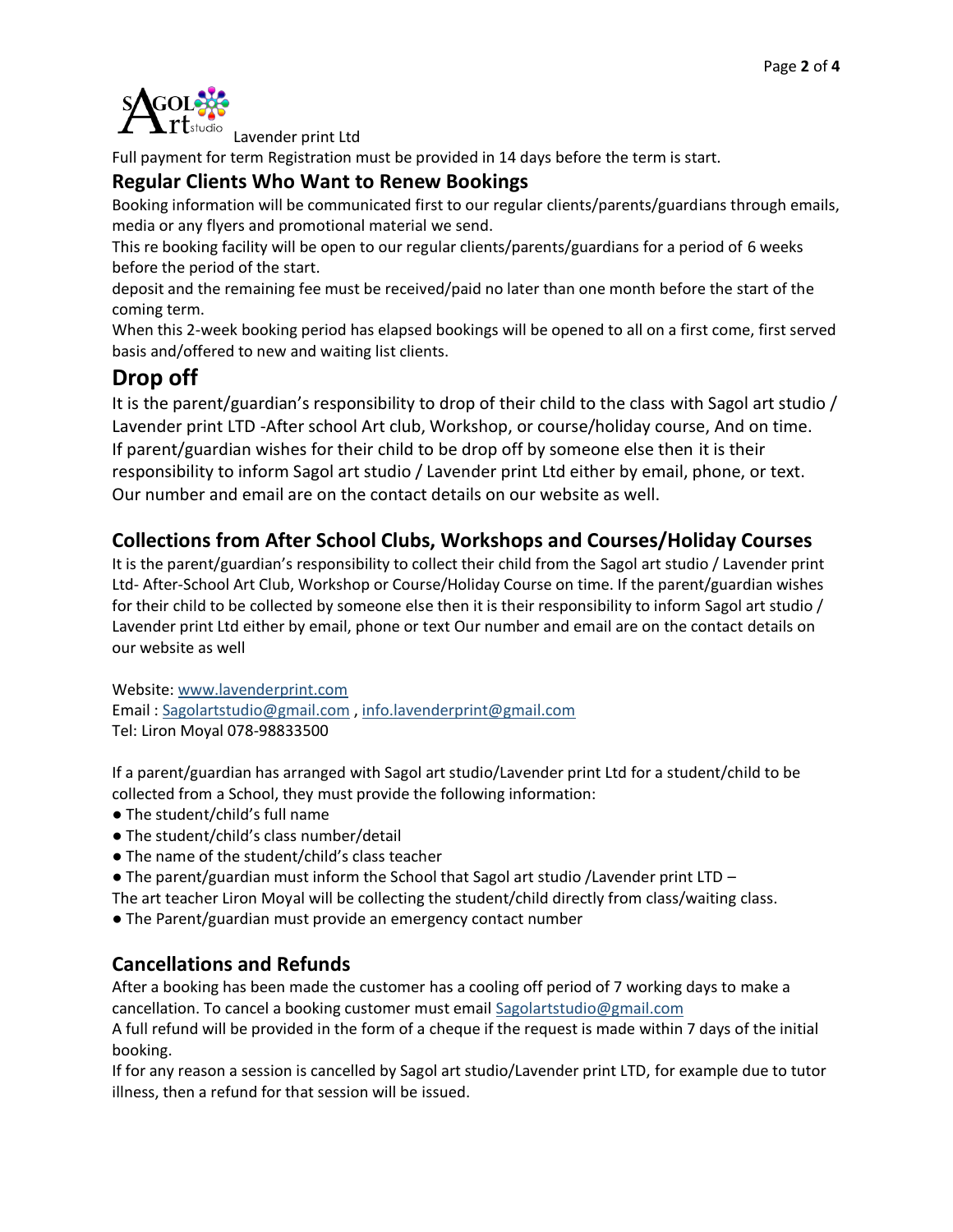Lavender print Ltd

Full payment for term Registration must be provided in 14 days before the term is start.

### Regular Clients Who Want to Renew Bookings

Booking information will be communicated first to our regular clients/parents/guardians through emails, media or any flyers and promotional material we send.

This re booking facility will be open to our regular clients/parents/guardians for a period of 6 weeks before the period of the start.

deposit and the remaining fee must be received/paid no later than one month before the start of the coming term.

When this 2-week booking period has elapsed bookings will be opened to all on a first come, first served basis and/offered to new and waiting list clients.

## Drop off

It is the parent/guardian's responsibility to drop of their child to the class with Sagol art studio / Lavender print LTD -After school Art club, Workshop, or course/holiday course, And on time. If parent/guardian wishes for their child to be drop off by someone else then it is their responsibility to inform Sagol art studio / Lavender print Ltd either by email, phone, or text. Our number and email are on the contact details on our website as well.

### Collections from After School Clubs, Workshops and Courses/Holiday Courses

It is the parent/guardian's responsibility to collect their child from the Sagol art studio / Lavender print Ltd- After-School Art Club, Workshop or Course/Holiday Course on time. If the parent/guardian wishes for their child to be collected by someone else then it is their responsibility to inform Sagol art studio / Lavender print Ltd either by email, phone or text Our number and email are on the contact details on our website as well

Website: www.lavenderprint.com
Email : Sagolartstudio@gmail.com , info.lavenderprint@gmail.com
Tel: Liron Moyal 078-98833500

If a parent/guardian has arranged with Sagol art studio/Lavender print Ltd for a student/child to be collected from a School, they must provide the following information:

- The student/child's full name
- The student/child's class number/detail
- The name of the student/child's class teacher
- The parent/guardian must inform the School that Sagol art studio /Lavender print LTD – The art teacher Liron Moyal will be collecting the student/child directly from class/waiting class.
- The Parent/guardian must provide an emergency contact number

### Cancellations and Refunds

After a booking has been made the customer has a cooling off period of 7 working days to make a cancellation. To cancel a booking customer must email Sagolartstudio@gmail.com

A full refund will be provided in the form of a cheque if the request is made within 7 days of the initial booking.

If for any reason a session is cancelled by Sagol art studio/Lavender print LTD, for example due to tutor illness, then a refund for that session will be issued.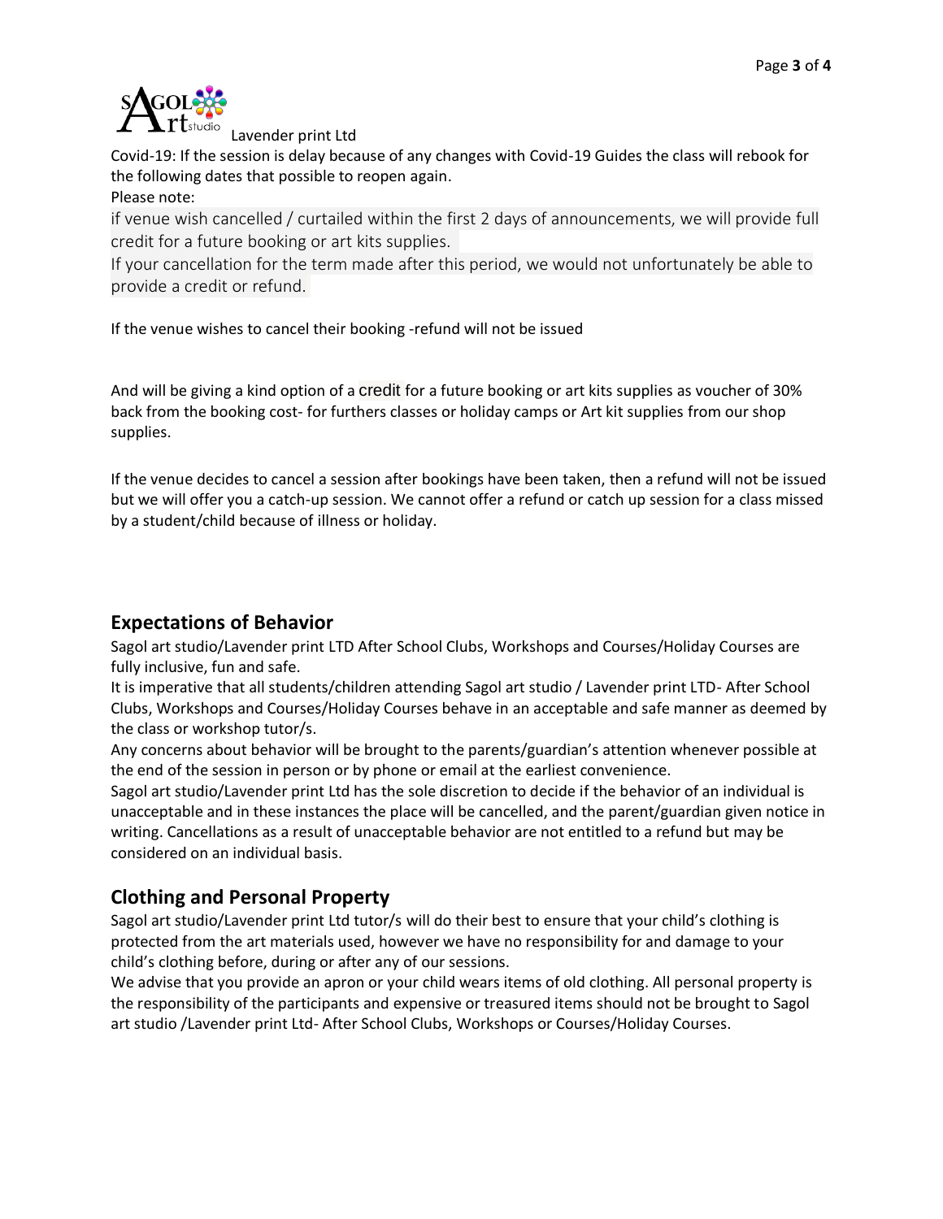Lavender print Ltd

Covid-19: If the session is delay because of any changes with Covid-19 Guides the class will rebook for the following dates that possible to reopen again.

Please note:

if venue wish cancelled / curtailed within the first 2 days of announcements, we will provide full credit for a future booking or art kits supplies.

If your cancellation for the term made after this period, we would not unfortunately be able to provide a credit or refund.

If the venue wishes to cancel their booking -refund will not be issued

And will be giving a kind option of a credit for a future booking or art kits supplies as voucher of 30% back from the booking cost- for furthers classes or holiday camps or Art kit supplies from our shop supplies.

If the venue decides to cancel a session after bookings have been taken, then a refund will not be issued but we will offer you a catch-up session. We cannot offer a refund or catch up session for a class missed by a student/child because of illness or holiday.

## Expectations of Behavior

Sagol art studio/Lavender print LTD After School Clubs, Workshops and Courses/Holiday Courses are fully inclusive, fun and safe.

It is imperative that all students/children attending Sagol art studio / Lavender print LTD- After School Clubs, Workshops and Courses/Holiday Courses behave in an acceptable and safe manner as deemed by the class or workshop tutor/s.

Any concerns about behavior will be brought to the parents/guardian's attention whenever possible at the end of the session in person or by phone or email at the earliest convenience.

Sagol art studio/Lavender print Ltd has the sole discretion to decide if the behavior of an individual is unacceptable and in these instances the place will be cancelled, and the parent/guardian given notice in writing. Cancellations as a result of unacceptable behavior are not entitled to a refund but may be considered on an individual basis.

## Clothing and Personal Property

Sagol art studio/Lavender print Ltd tutor/s will do their best to ensure that your child's clothing is protected from the art materials used, however we have no responsibility for and damage to your child's clothing before, during or after any of our sessions.

We advise that you provide an apron or your child wears items of old clothing. All personal property is the responsibility of the participants and expensive or treasured items should not be brought to Sagol art studio /Lavender print Ltd- After School Clubs, Workshops or Courses/Holiday Courses.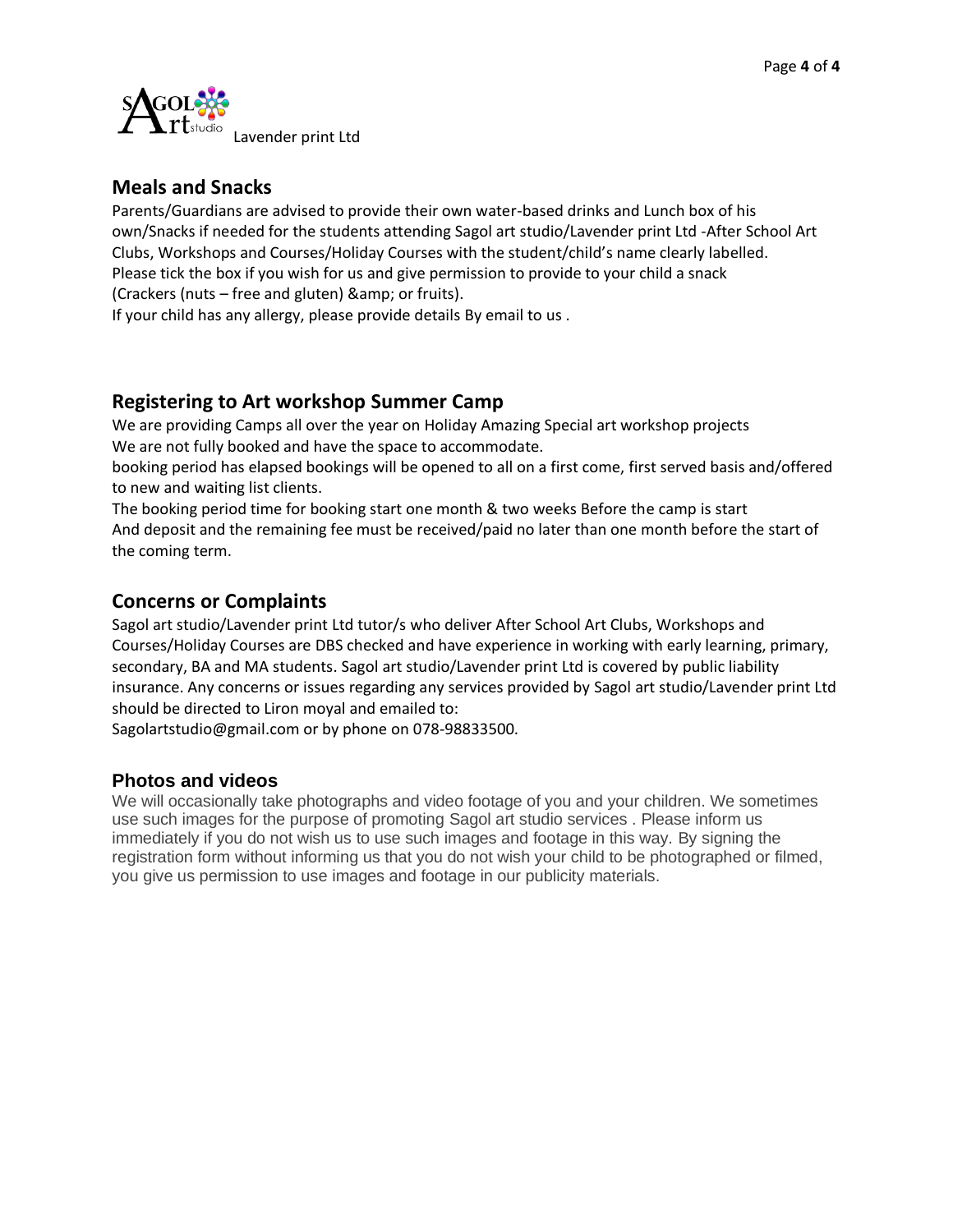Lavender print Ltd

## Meals and Snacks

Parents/Guardians are advised to provide their own water-based drinks and Lunch box of his own/Snacks if needed for the students attending Sagol art studio/Lavender print Ltd -After School Art Clubs, Workshops and Courses/Holiday Courses with the student/child's name clearly labelled.
Please tick the box if you wish for us and give permission to provide to your child a snack (Crackers (nuts – free and gluten) &amp; or fruits).
If your child has any allergy, please provide details By email to us .

## Registering to Art workshop Summer Camp

We are providing Camps all over the year on Holiday Amazing Special art workshop projects
We are not fully booked and have the space to accommodate.
booking period has elapsed bookings will be opened to all on a first come, first served basis and/offered to new and waiting list clients.
The booking period time for booking start one month & two weeks Before the camp is start
And deposit and the remaining fee must be received/paid no later than one month before the start of the coming term.

## Concerns or Complaints

Sagol art studio/Lavender print Ltd tutor/s who deliver After School Art Clubs, Workshops and Courses/Holiday Courses are DBS checked and have experience in working with early learning, primary, secondary, BA and MA students. Sagol art studio/Lavender print Ltd is covered by public liability insurance. Any concerns or issues regarding any services provided by Sagol art studio/Lavender print Ltd should be directed to Liron moyal and emailed to:
Sagolartstudio@gmail.com or by phone on 078-98833500.

## Photos and videos

We will occasionally take photographs and video footage of you and your children. We sometimes use such images for the purpose of promoting Sagol art studio services . Please inform us immediately if you do not wish us to use such images and footage in this way. By signing the registration form without informing us that you do not wish your child to be photographed or filmed, you give us permission to use images and footage in our publicity materials.